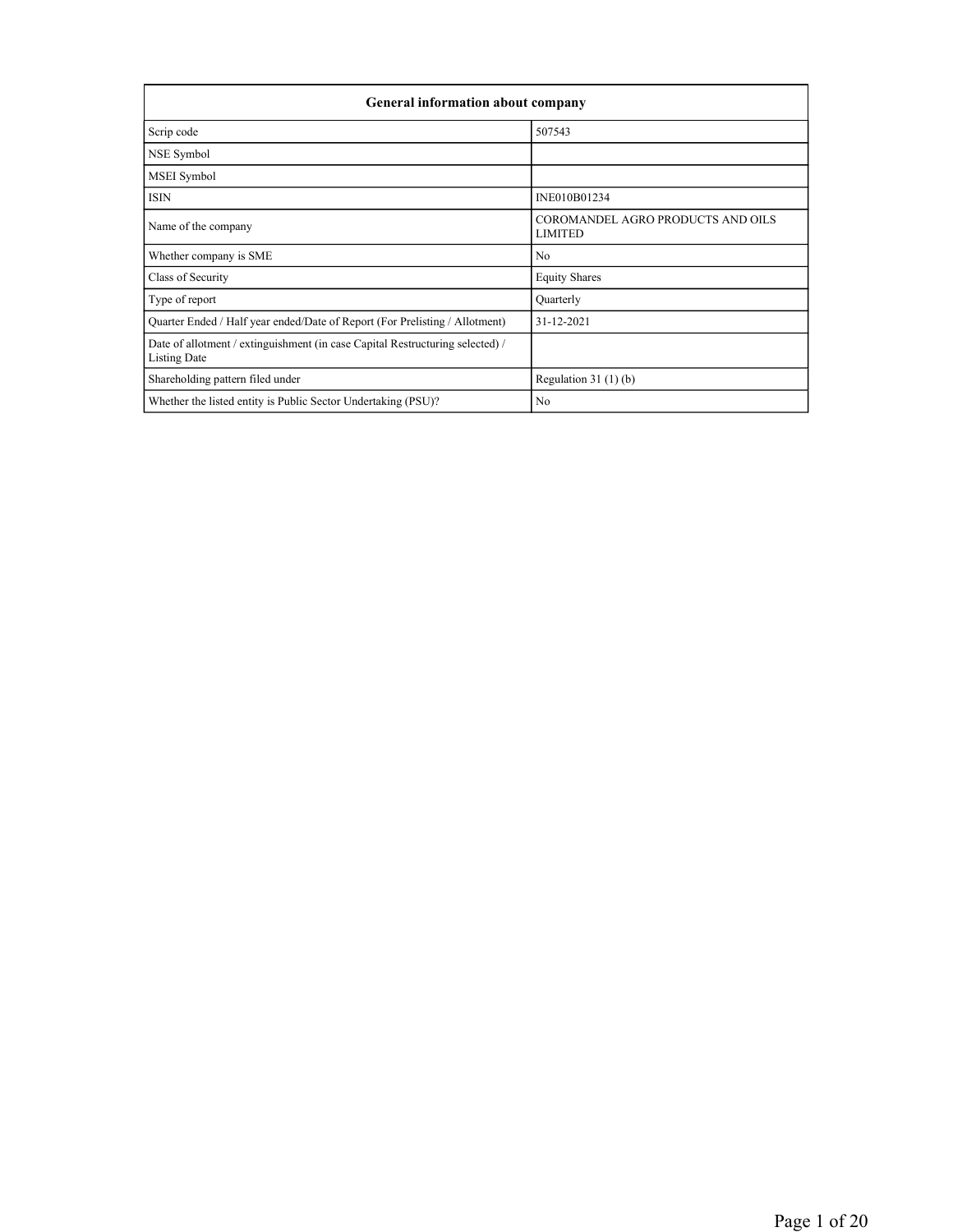| General information about company | |
|---|---|
| Scrip code | 507543 |
| NSE Symbol | |
| MSEI Symbol | |
| ISIN | INE010B01234 |
| Name of the company | COROMANDEL AGRO PRODUCTS AND OILS LIMITED |
| Whether company is SME | No |
| Class of Security | Equity Shares |
| Type of report | Quarterly |
| Quarter Ended / Half year ended/Date of Report (For Prelisting / Allotment) | 31-12-2021 |
| Date of allotment / extinguishment (in case Capital Restructuring selected) / Listing Date | |
| Shareholding pattern filed under | Regulation 31 (1) (b) |
| Whether the listed entity is Public Sector Undertaking (PSU)? | No |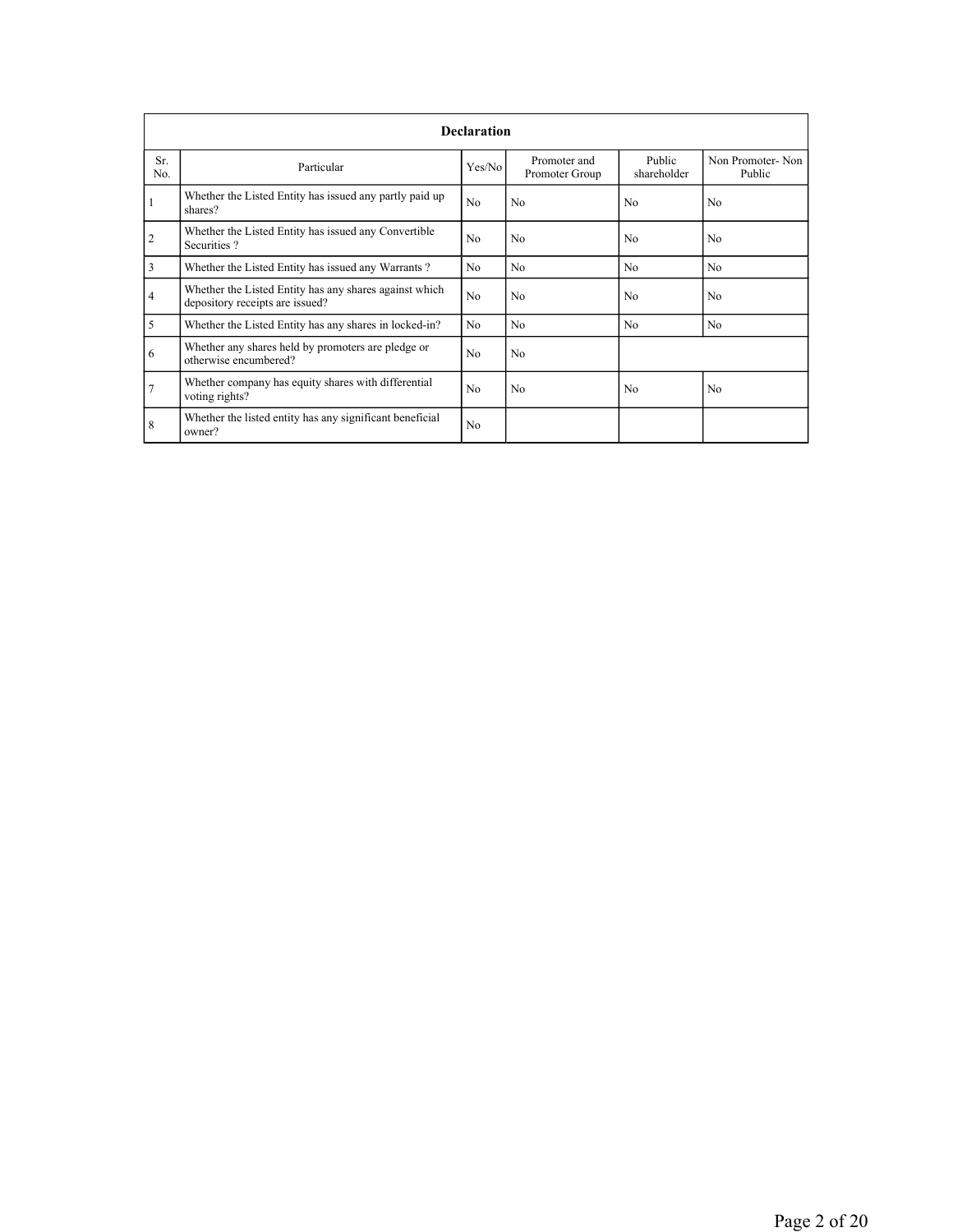| Declaration | | | | | |
|---|---|---|---|---|---|
| Sr. No. | Particular | Yes/No | Promoter and Promoter Group | Public shareholder | Non Promoter- Non Public |
| 1 | Whether the Listed Entity has issued any partly paid up shares? | No | No | No | No |
| 2 | Whether the Listed Entity has issued any Convertible Securities ? | No | No | No | No |
| 3 | Whether the Listed Entity has issued any Warrants ? | No | No | No | No |
| 4 | Whether the Listed Entity has any shares against which depository receipts are issued? | No | No | No | No |
| 5 | Whether the Listed Entity has any shares in locked-in? | No | No | No | No |
| 6 | Whether any shares held by promoters are pledge or otherwise encumbered? | No | No | | |
| 7 | Whether company has equity shares with differential voting rights? | No | No | No | No |
| 8 | Whether the listed entity has any significant beneficial owner? | No | | | |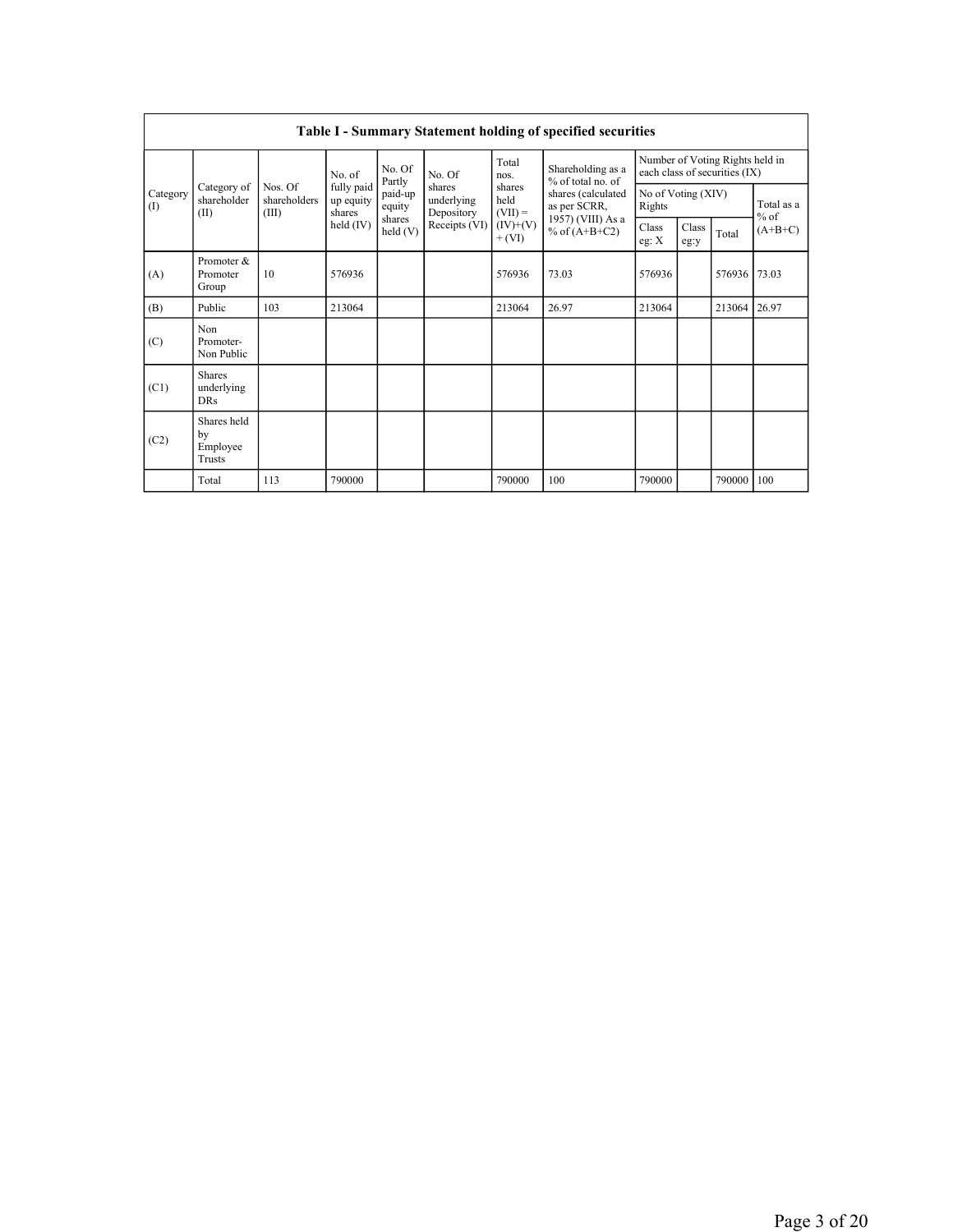| Table I - Summary Statement holding of specified securities | | | | | | | | | | | | |
|---|---|---|---|---|---|---|---|---|---|---|---|---|
| Category (I) | Category of shareholder (II) | Nos. Of shareholders (III) | No. of fully paid up equity shares held (IV) | No. Of Partly paid-up equity shares held (V) | No. Of shares underlying Depository Receipts (VI) | Total nos. shares held (VII) = (IV)+(V)+ (VI) | Shareholding as a % of total no. of shares (calculated as per SCRR, 1957) (VIII) As a % of (A+B+C2) | Number of Voting Rights held in each class of securities (IX) | | | |
| | | | | | | | | No of Voting (XIV) Rights | | | Total as a % of (A+B+C) |
| | | | | | | | | Class eg: X | Class eg:y | Total | |
| (A) | Promoter & Promoter Group | 10 | 576936 | | | 576936 | 73.03 | 576936 | | 576936 | 73.03 |
| (B) | Public | 103 | 213064 | | | 213064 | 26.97 | 213064 | | 213064 | 26.97 |
| (C) | Non Promoter- Non Public | | | | | | | | | | |
| (C1) | Shares underlying DRs | | | | | | | | | | |
| (C2) | Shares held by Employee Trusts | | | | | | | | | | |
| | Total | 113 | 790000 | | | 790000 | 100 | 790000 | | 790000 | 100 |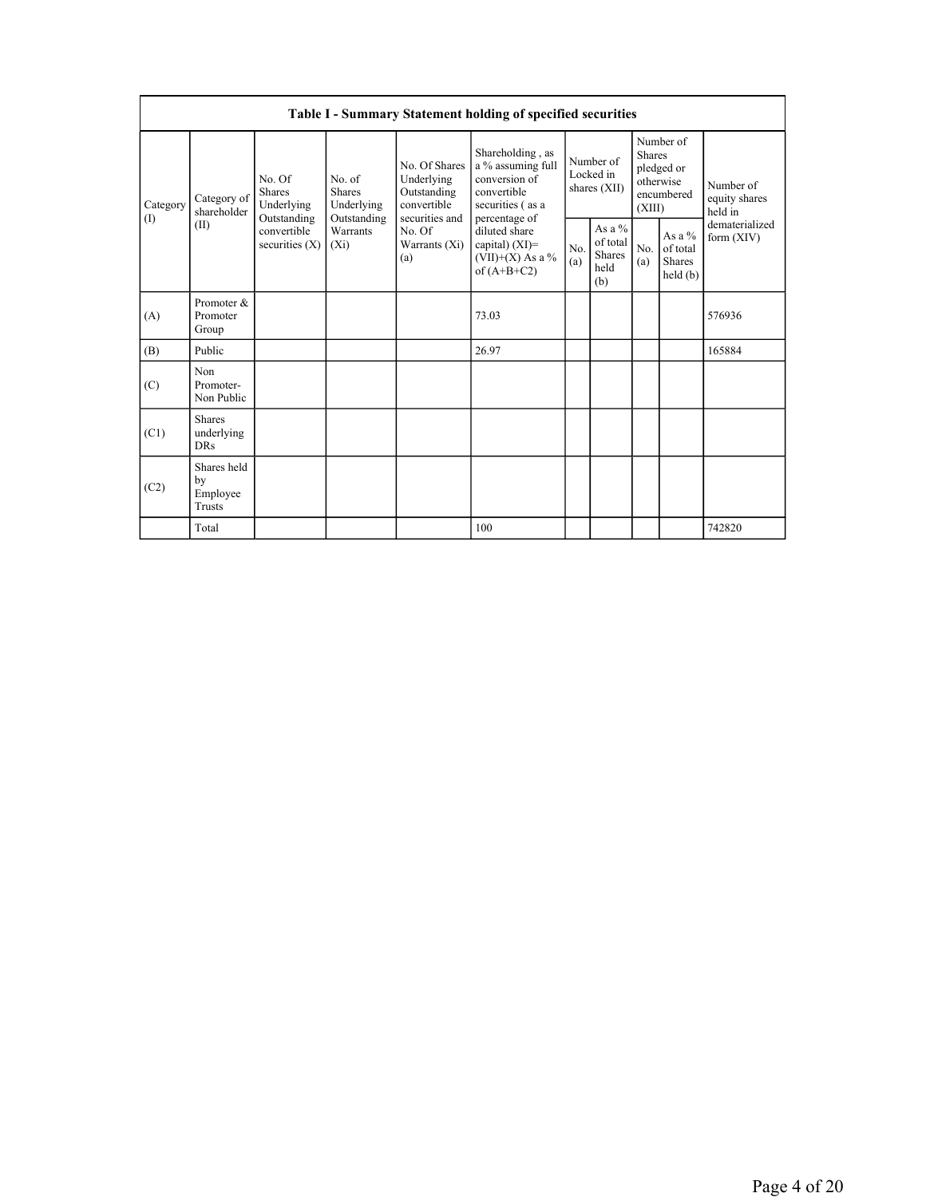| Table I - Summary Statement holding of specified securities | | | | | | | | | | |
|---|---|---|---|---|---|---|---|---|---|---|
| Category (I) | Category of shareholder (II) | No. Of Shares Underlying Outstanding convertible securities (X) | No. of Shares Underlying Outstanding Warrants (Xi) | No. Of Shares Underlying Outstanding convertible securities and No. Of Warrants (Xi) (a) | Shareholding , as a % assuming full conversion of convertible securities ( as a percentage of diluted share capital) (XI)= (VII)+(X) As a % of (A+B+C2) | Number of Locked in shares (XII) | | Number of Shares pledged or otherwise encumbered (XIII) | | Number of equity shares held in dematerialized form (XIV) |
| | | | | | | No. (a) | As a % of total Shares held (b) | No. (a) | As a % of total Shares held (b) | |
| (A) | Promoter & Promoter Group | | | | 73.03 | | | | | 576936 |
| (B) | Public | | | | 26.97 | | | | | 165884 |
| (C) | Non Promoter- Non Public | | | | | | | | | |
| (C1) | Shares underlying DRs | | | | | | | | | |
| (C2) | Shares held by Employee Trusts | | | | | | | | | |
| | Total | | | | 100 | | | | | 742820 |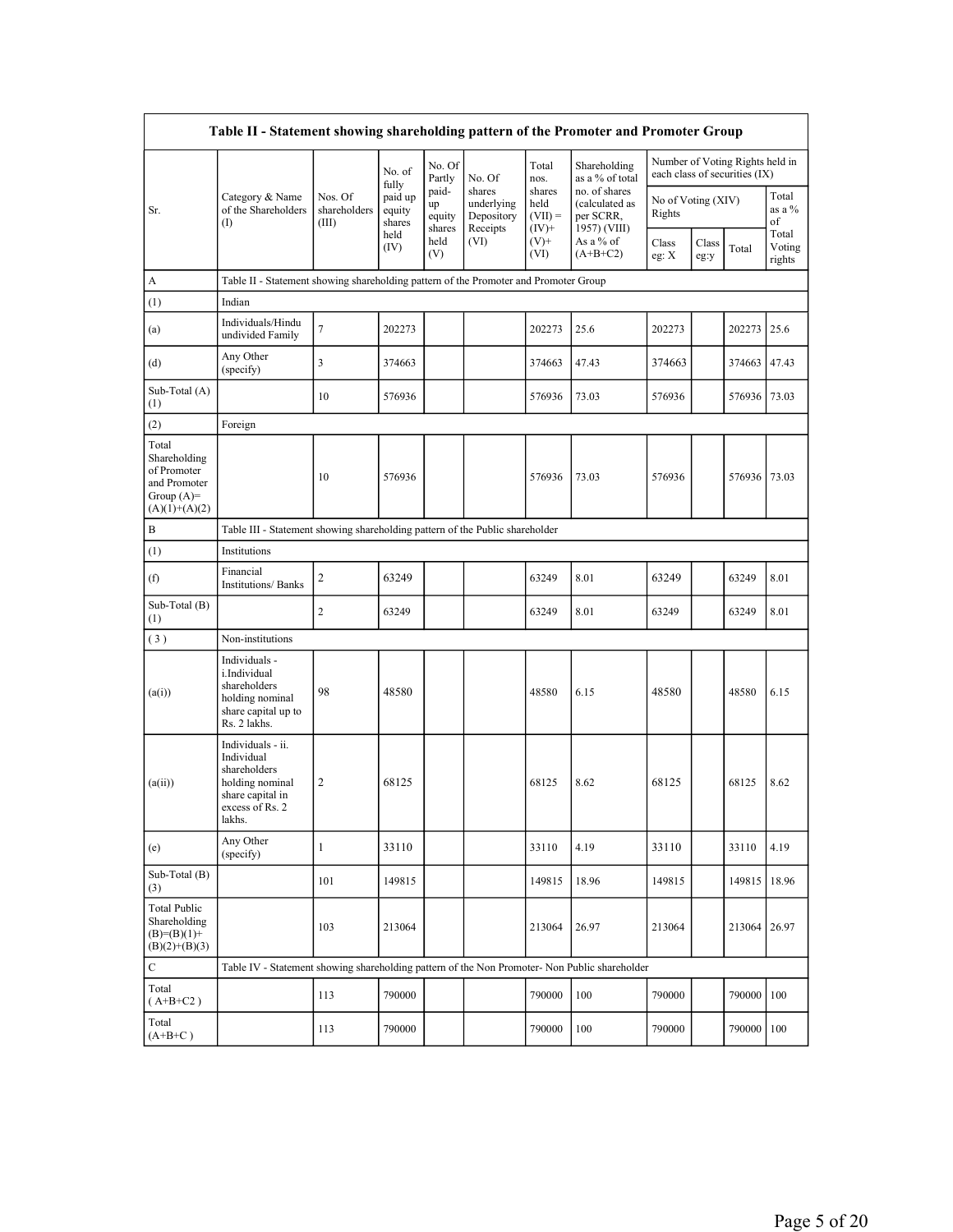| Table II - Statement showing shareholding pattern of the Promoter and Promoter Group | | | | | | | | | | | | |
|---|---|---|---|---|---|---|---|---|---|---|---|---|
| Sr. | Category & Name of the Shareholders (I) | Nos. Of shareholders (III) | No. of fully paid up equity shares held (IV) | No. Of Partly paid-up equity shares held (V) | No. Of shares underlying Depository Receipts (VI) | Total nos. shares held (VII) = (IV)+ (V)+ (VI) | Shareholding as a % of total no. of shares (calculated as per SCRR, 1957) (VIII) As a % of (A+B+C2) | Number of Voting Rights held in each class of securities (IX) | | | |
| | | | | | | | | No of Voting (XIV) Rights | | | Total as a % of Total Voting rights |
| | | | | | | | | Class eg: X | Class eg:y | Total | |
| A | Table II - Statement showing shareholding pattern of the Promoter and Promoter Group | | | | | | | | | | |
| (1) | Indian | | | | | | | | | | |
| (a) | Individuals/Hindu undivided Family | 7 | 202273 | | | 202273 | 25.6 | 202273 | | 202273 | 25.6 |
| (d) | Any Other (specify) | 3 | 374663 | | | 374663 | 47.43 | 374663 | | 374663 | 47.43 |
| Sub-Total (A) (1) | | 10 | 576936 | | | 576936 | 73.03 | 576936 | | 576936 | 73.03 |
| (2) | Foreign | | | | | | | | | | |
| Total Shareholding of Promoter and Promoter Group (A)= (A)(1)+(A)(2) | | 10 | 576936 | | | 576936 | 73.03 | 576936 | | 576936 | 73.03 |
| B | Table III - Statement showing shareholding pattern of the Public shareholder | | | | | | | | | | |
| (1) | Institutions | | | | | | | | | | |
| (f) | Financial Institutions/ Banks | 2 | 63249 | | | 63249 | 8.01 | 63249 | | 63249 | 8.01 |
| Sub-Total (B) (1) | | 2 | 63249 | | | 63249 | 8.01 | 63249 | | 63249 | 8.01 |
| (3) | Non-institutions | | | | | | | | | | |
| (a(i)) | Individuals - i.Individual shareholders holding nominal share capital up to Rs. 2 lakhs. | 98 | 48580 | | | 48580 | 6.15 | 48580 | | 48580 | 6.15 |
| (a(ii)) | Individuals - ii. Individual shareholders holding nominal share capital in excess of Rs. 2 lakhs. | 2 | 68125 | | | 68125 | 8.62 | 68125 | | 68125 | 8.62 |
| (e) | Any Other (specify) | 1 | 33110 | | | 33110 | 4.19 | 33110 | | 33110 | 4.19 |
| Sub-Total (B) (3) | | 101 | 149815 | | | 149815 | 18.96 | 149815 | | 149815 | 18.96 |
| Total Public Shareholding (B)=(B)(1)+ (B)(2)+(B)(3) | | 103 | 213064 | | | 213064 | 26.97 | 213064 | | 213064 | 26.97 |
| C | Table IV - Statement showing shareholding pattern of the Non Promoter- Non Public shareholder | | | | | | | | | | |
| Total ( A+B+C2 ) | | 113 | 790000 | | | 790000 | 100 | 790000 | | 790000 | 100 |
| Total (A+B+C ) | | 113 | 790000 | | | 790000 | 100 | 790000 | | 790000 | 100 |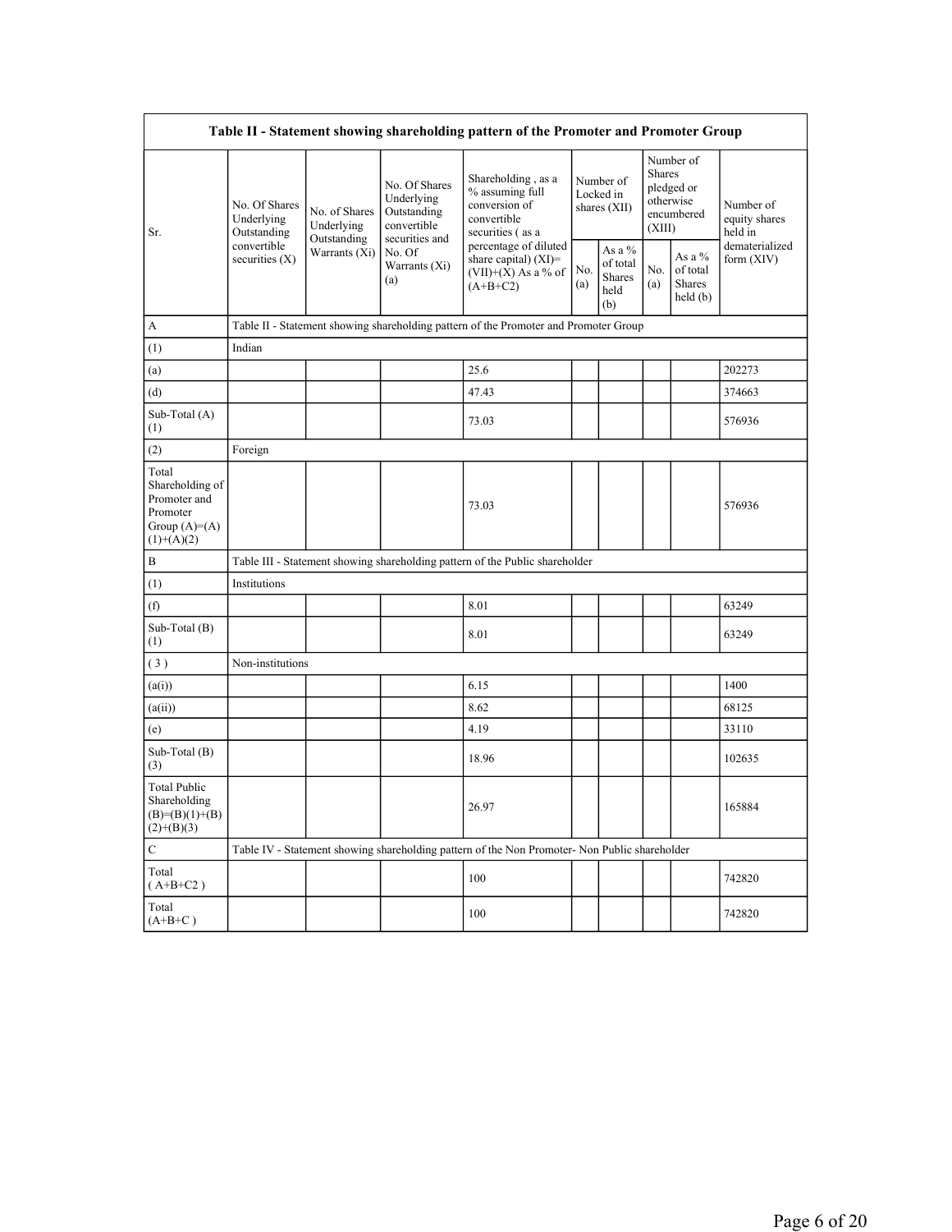| Table II - Statement showing shareholding pattern of the Promoter and Promoter Group | | | | | | | | | |
|---|---|---|---|---|---|---|---|---|---|
| Sr. | No. Of Shares Underlying Outstanding convertible securities (X) | No. of Shares Underlying Outstanding Warrants (Xi) | No. Of Shares Underlying Outstanding convertible securities and No. Of Warrants (Xi) (a) | Shareholding , as a % assuming full conversion of convertible securities ( as a percentage of diluted share capital) (XI)= (VII)+(X) As a % of (A+B+C2) | Number of Locked in shares (XII) | | Number of Shares pledged or otherwise encumbered (XIII) | | Number of equity shares held in dematerialized form (XIV) |
| | | | | | No. (a) | As a % of total Shares held (b) | No. (a) | As a % of total Shares held (b) | |
| A | Table II - Statement showing shareholding pattern of the Promoter and Promoter Group | | | | | | | | |
| (1) | Indian | | | | | | | | |
| (a) | | | | 25.6 | | | | | 202273 |
| (d) | | | | 47.43 | | | | | 374663 |
| Sub-Total (A) (1) | | | | 73.03 | | | | | 576936 |
| (2) | Foreign | | | | | | | | |
| Total Shareholding of Promoter and Promoter Group (A)=(A)(1)+(A)(2) | | | | 73.03 | | | | | 576936 |
| B | Table III - Statement showing shareholding pattern of the Public shareholder | | | | | | | | |
| (1) | Institutions | | | | | | | | |
| (f) | | | | 8.01 | | | | | 63249 |
| Sub-Total (B) (1) | | | | 8.01 | | | | | 63249 |
| ( 3 ) | Non-institutions | | | | | | | | |
| (a(i)) | | | | 6.15 | | | | | 1400 |
| (a(ii)) | | | | 8.62 | | | | | 68125 |
| (e) | | | | 4.19 | | | | | 33110 |
| Sub-Total (B) (3) | | | | 18.96 | | | | | 102635 |
| Total Public Shareholding (B)=(B)(1)+(B)(2)+(B)(3) | | | | 26.97 | | | | | 165884 |
| C | Table IV - Statement showing shareholding pattern of the Non Promoter- Non Public shareholder | | | | | | | | |
| Total ( A+B+C2 ) | | | | 100 | | | | | 742820 |
| Total (A+B+C ) | | | | 100 | | | | | 742820 |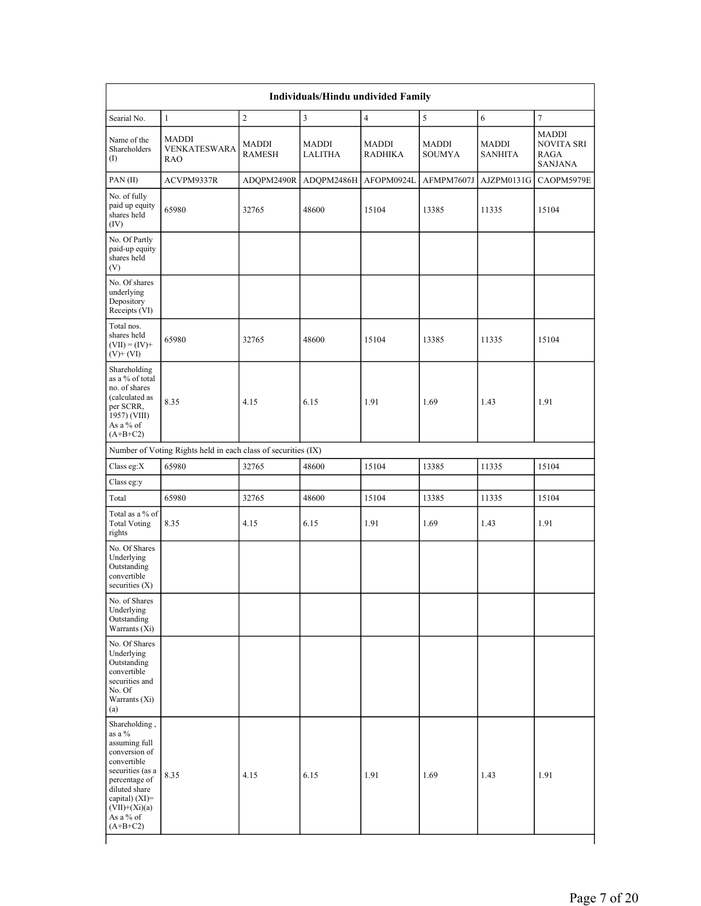| Individuals/Hindu undivided Family | | | | | | | |
|---|---|---|---|---|---|---|---|
| Searial No. | 1 | 2 | 3 | 4 | 5 | 6 | 7 |
| Name of the Shareholders (I) | MADDI VENKATESWARA RAO | MADDI RAMESH | MADDI LALITHA | MADDI RADHIKA | MADDI SOUMYA | MADDI SANHITA | MADDI NOVITA SRI RAGA SANJANA |
| PAN (II) | ACVPM9337R | ADQPM2490R | ADQPM2486H | AFOPM0924L | AFMPM7607J | AJZPM0131G | CAOPM5979E |
| No. of fully paid up equity shares held (IV) | 65980 | 32765 | 48600 | 15104 | 13385 | 11335 | 15104 |
| No. Of Partly paid-up equity shares held (V) | | | | | | | |
| No. Of shares underlying Depository Receipts (VI) | | | | | | | |
| Total nos. shares held (VII) = (IV)+ (V)+ (VI) | 65980 | 32765 | 48600 | 15104 | 13385 | 11335 | 15104 |
| Shareholding as a % of total no. of shares (calculated as per SCRR, 1957) (VIII) As a % of (A+B+C2) | 8.35 | 4.15 | 6.15 | 1.91 | 1.69 | 1.43 | 1.91 |
| Number of Voting Rights held in each class of securities (IX) | | | | | | | |
| Class eg:X | 65980 | 32765 | 48600 | 15104 | 13385 | 11335 | 15104 |
| Class eg:y | | | | | | | |
| Total | 65980 | 32765 | 48600 | 15104 | 13385 | 11335 | 15104 |
| Total as a % of Total Voting rights | 8.35 | 4.15 | 6.15 | 1.91 | 1.69 | 1.43 | 1.91 |
| No. Of Shares Underlying Outstanding convertible securities (X) | | | | | | | |
| No. of Shares Underlying Outstanding Warrants (Xi) | | | | | | | |
| No. Of Shares Underlying Outstanding convertible securities and No. Of Warrants (Xi) (a) | | | | | | | |
| Shareholding , as a % assuming full conversion of convertible securities (as a percentage of diluted share capital) (XI)= (VII)+(Xi)(a) As a % of (A+B+C2) | 8.35 | 4.15 | 6.15 | 1.91 | 1.69 | 1.43 | 1.91 |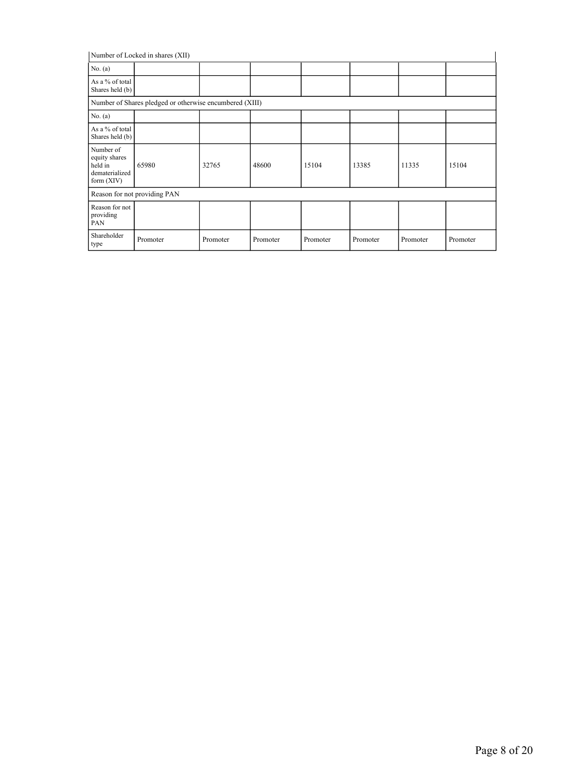| Number of Locked in shares (XII) | | | | | | | |
|---|---|---|---|---|---|---|---|
| No. (a) | | | | | | | |
| As a % of total Shares held (b) | | | | | | | |
| Number of Shares pledged or otherwise encumbered (XIII) | | | | | | | |
| No. (a) | | | | | | | |
| As a % of total Shares held (b) | | | | | | | |
| Number of equity shares held in dematerialized form (XIV) | 65980 | 32765 | 48600 | 15104 | 13385 | 11335 | 15104 |
| Reason for not providing PAN | | | | | | | |
| Reason for not providing PAN | | | | | | | |
| Shareholder type | Promoter | Promoter | Promoter | Promoter | Promoter | Promoter | Promoter |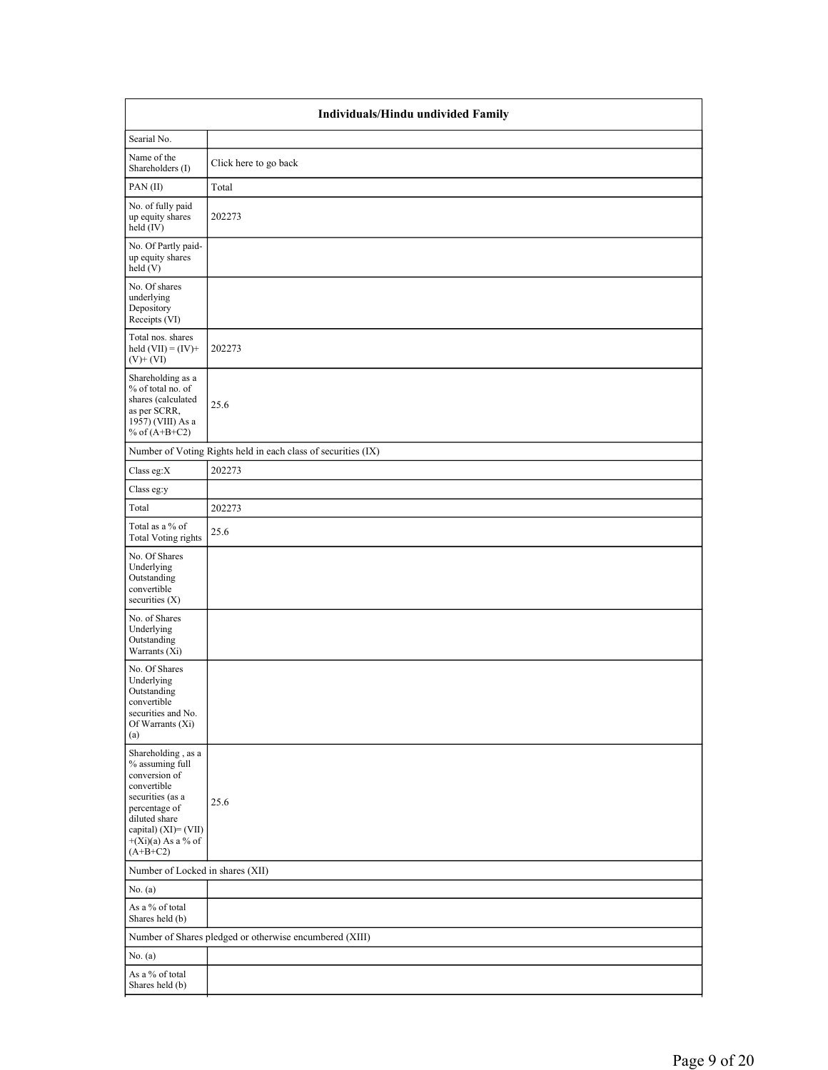| Individuals/Hindu undivided Family | |
|---|---|
| Searial No. | |
| Name of the Shareholders (I) | Click here to go back |
| PAN (II) | Total |
| No. of fully paid up equity shares held (IV) | 202273 |
| No. Of Partly paid-up equity shares held (V) | |
| No. Of shares underlying Depository Receipts (VI) | |
| Total nos. shares held (VII) = (IV)+ (V)+ (VI) | 202273 |
| Shareholding as a % of total no. of shares (calculated as per SCRR, 1957) (VIII) As a % of (A+B+C2) | 25.6 |
| Number of Voting Rights held in each class of securities (IX) | |
| Class eg:X | 202273 |
| Class eg:y | |
| Total | 202273 |
| Total as a % of Total Voting rights | 25.6 |
| No. Of Shares Underlying Outstanding convertible securities (X) | |
| No. of Shares Underlying Outstanding Warrants (Xi) | |
| No. Of Shares Underlying Outstanding convertible securities and No. Of Warrants (Xi) (a) | |
| Shareholding , as a % assuming full conversion of convertible securities (as a percentage of diluted share capital) (XI)= (VII)+(Xi)(a) As a % of (A+B+C2) | 25.6 |
| Number of Locked in shares (XII) | |
| No. (a) | |
| As a % of total Shares held (b) | |
| Number of Shares pledged or otherwise encumbered (XIII) | |
| No. (a) | |
| As a % of total Shares held (b) | |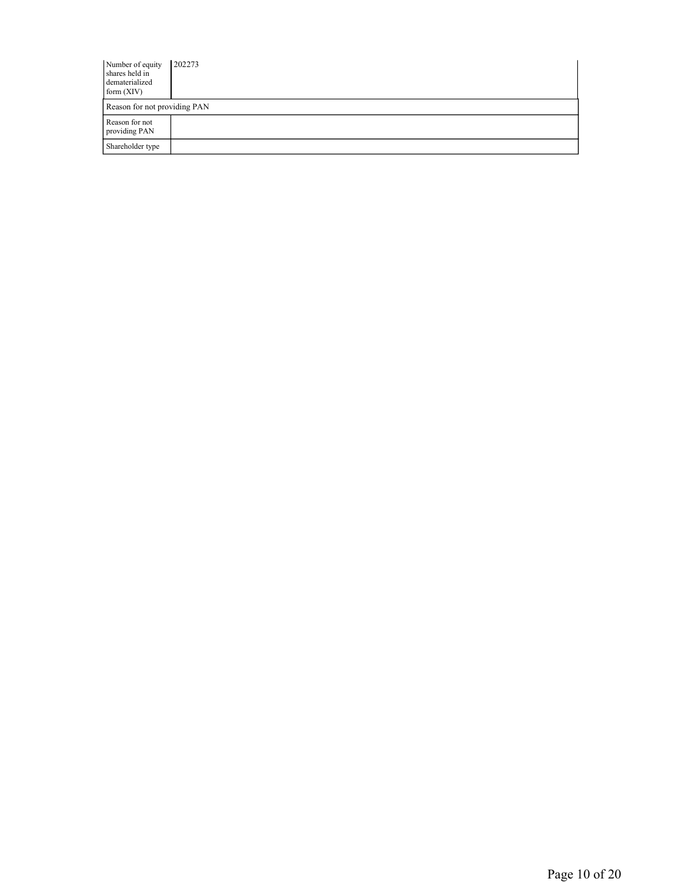| Number of equity shares held in dematerialized form (XIV) | 202273 |
|---|---|
| Reason for not providing PAN | |
| Reason for not providing PAN | |
| Shareholder type | |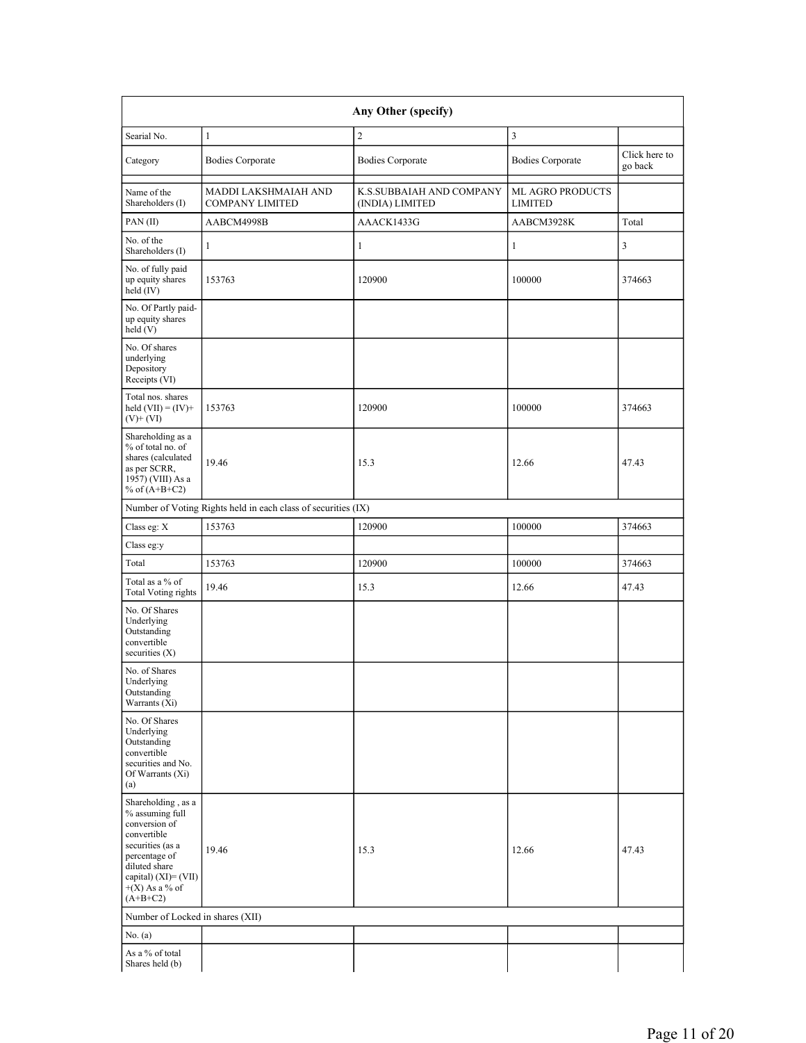| Any Other (specify) | | | | |
|---|---|---|---|---|
| Searial No. | 1 | 2 | 3 | |
| Category | Bodies Corporate | Bodies Corporate | Bodies Corporate | Click here to go back |
| Name of the Shareholders (I) | MADDI LAKSHMAIAH AND COMPANY LIMITED | K.S.SUBBAIAH AND COMPANY (INDIA) LIMITED | ML AGRO PRODUCTS LIMITED | |
| PAN (II) | AABCM4998B | AAACK1433G | AABCM3928K | Total |
| No. of the Shareholders (I) | 1 | 1 | 1 | 3 |
| No. of fully paid up equity shares held (IV) | 153763 | 120900 | 100000 | 374663 |
| No. Of Partly paid-up equity shares held (V) | | | | |
| No. Of shares underlying Depository Receipts (VI) | | | | |
| Total nos. shares held (VII) = (IV)+ (V)+ (VI) | 153763 | 120900 | 100000 | 374663 |
| Shareholding as a % of total no. of shares (calculated as per SCRR, 1957) (VIII) As a % of (A+B+C2) | 19.46 | 15.3 | 12.66 | 47.43 |
| Number of Voting Rights held in each class of securities (IX) | | | | |
| Class eg: X | 153763 | 120900 | 100000 | 374663 |
| Class eg:y | | | | |
| Total | 153763 | 120900 | 100000 | 374663 |
| Total as a % of Total Voting rights | 19.46 | 15.3 | 12.66 | 47.43 |
| No. Of Shares Underlying Outstanding convertible securities (X) | | | | |
| No. of Shares Underlying Outstanding Warrants (Xi) | | | | |
| No. Of Shares Underlying Outstanding convertible securities and No. Of Warrants (Xi) (a) | | | | |
| Shareholding , as a % assuming full conversion of convertible securities (as a percentage of diluted share capital) (XI)= (VII) +(X) As a % of (A+B+C2) | 19.46 | 15.3 | 12.66 | 47.43 |
| Number of Locked in shares (XII) | | | | |
| No. (a) | | | | |
| As a % of total Shares held (b) | | | | |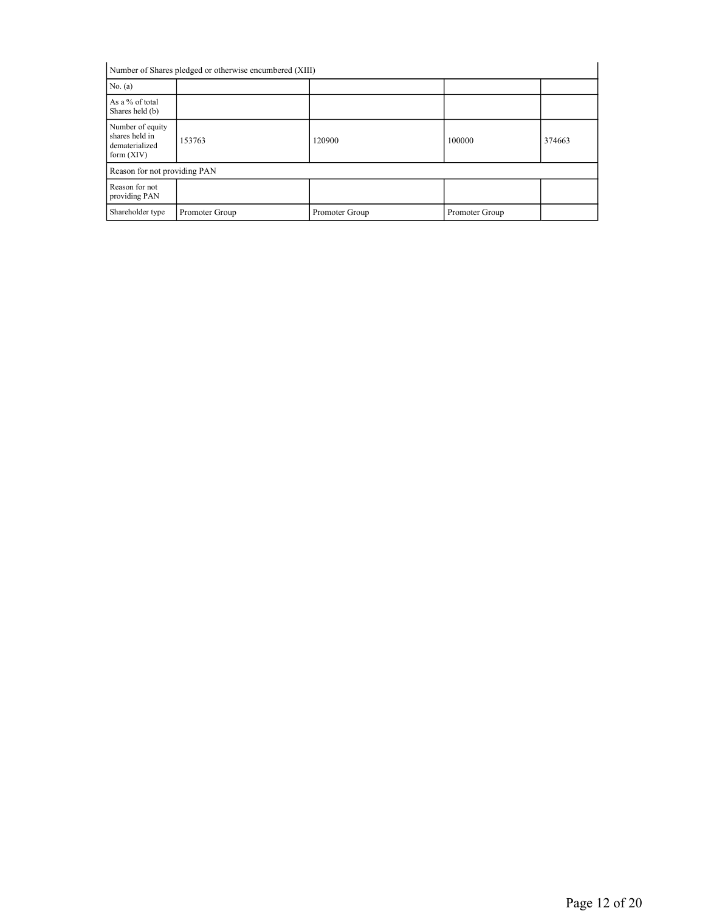| Number of Shares pledged or otherwise encumbered (XIII) | | | | |
|---|---|---|---|---|
| No. (a) | | | | |
| As a % of total Shares held (b) | | | | |
| Number of equity shares held in dematerialized form (XIV) | 153763 | 120900 | 100000 | 374663 |
| Reason for not providing PAN | | | | |
| Reason for not providing PAN | | | | |
| Shareholder type | Promoter Group | Promoter Group | Promoter Group | |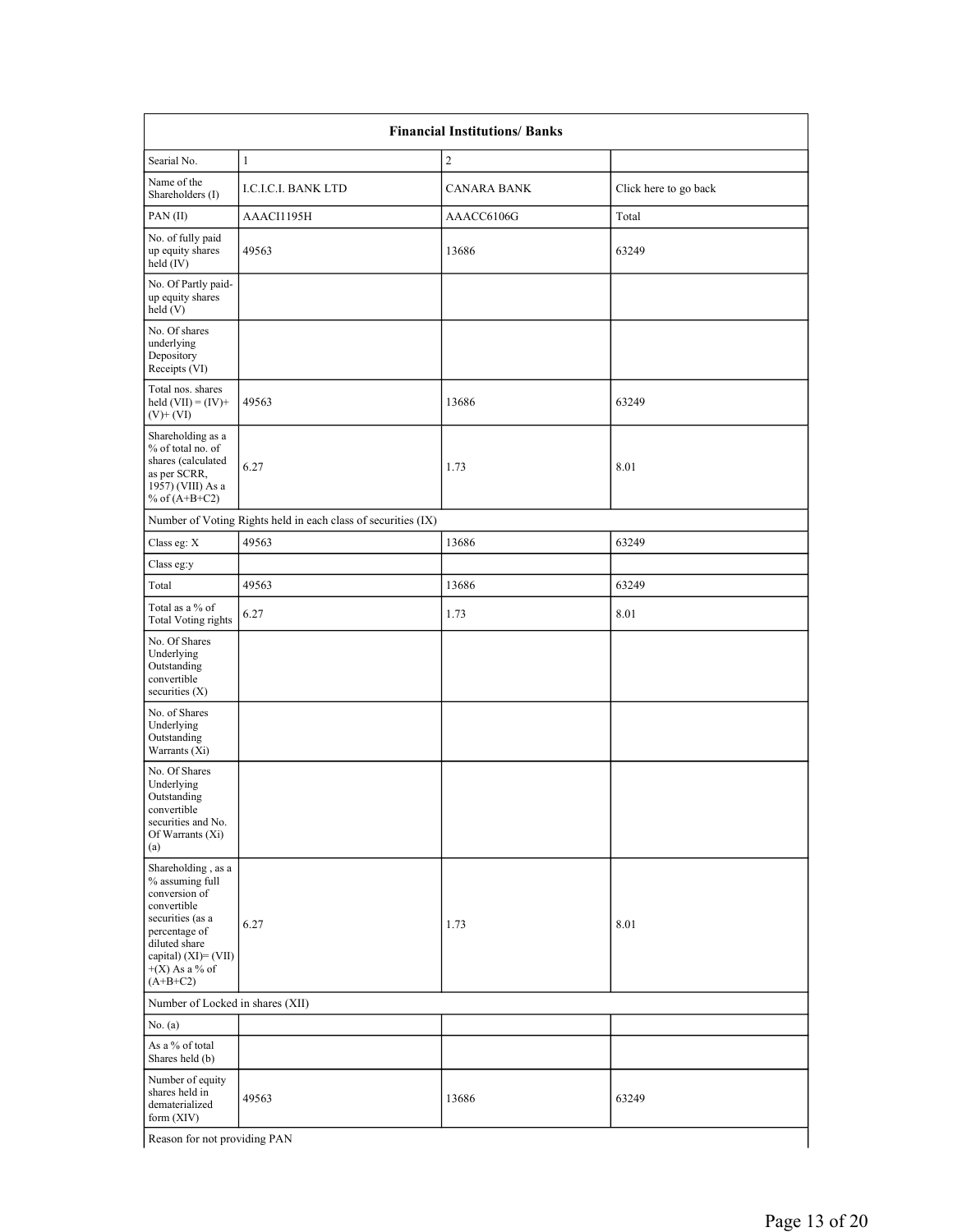| Financial Institutions/ Banks | | | |
|---|---|---|---|
| Searial No. | 1 | 2 | |
| Name of the Shareholders (I) | I.C.I.C.I. BANK LTD | CANARA BANK | Click here to go back |
| PAN (II) | AAACI1195H | AAACC6106G | Total |
| No. of fully paid up equity shares held (IV) | 49563 | 13686 | 63249 |
| No. Of Partly paid-up equity shares held (V) | | | |
| No. Of shares underlying Depository Receipts (VI) | | | |
| Total nos. shares held (VII) = (IV)+ (V)+ (VI) | 49563 | 13686 | 63249 |
| Shareholding as a % of total no. of shares (calculated as per SCRR, 1957) (VIII) As a % of (A+B+C2) | 6.27 | 1.73 | 8.01 |
| Number of Voting Rights held in each class of securities (IX) | | | |
| Class eg: X | 49563 | 13686 | 63249 |
| Class eg:y | | | |
| Total | 49563 | 13686 | 63249 |
| Total as a % of Total Voting rights | 6.27 | 1.73 | 8.01 |
| No. Of Shares Underlying Outstanding convertible securities (X) | | | |
| No. of Shares Underlying Outstanding Warrants (Xi) | | | |
| No. Of Shares Underlying Outstanding convertible securities and No. Of Warrants (Xi) (a) | | | |
| Shareholding , as a % assuming full conversion of convertible securities (as a percentage of diluted share capital) (XI)= (VII)+(X) As a % of (A+B+C2) | 6.27 | 1.73 | 8.01 |
| Number of Locked in shares (XII) | | | |
| No. (a) | | | |
| As a % of total Shares held (b) | | | |
| Number of equity shares held in dematerialized form (XIV) | 49563 | 13686 | 63249 |
| Reason for not providing PAN | | | |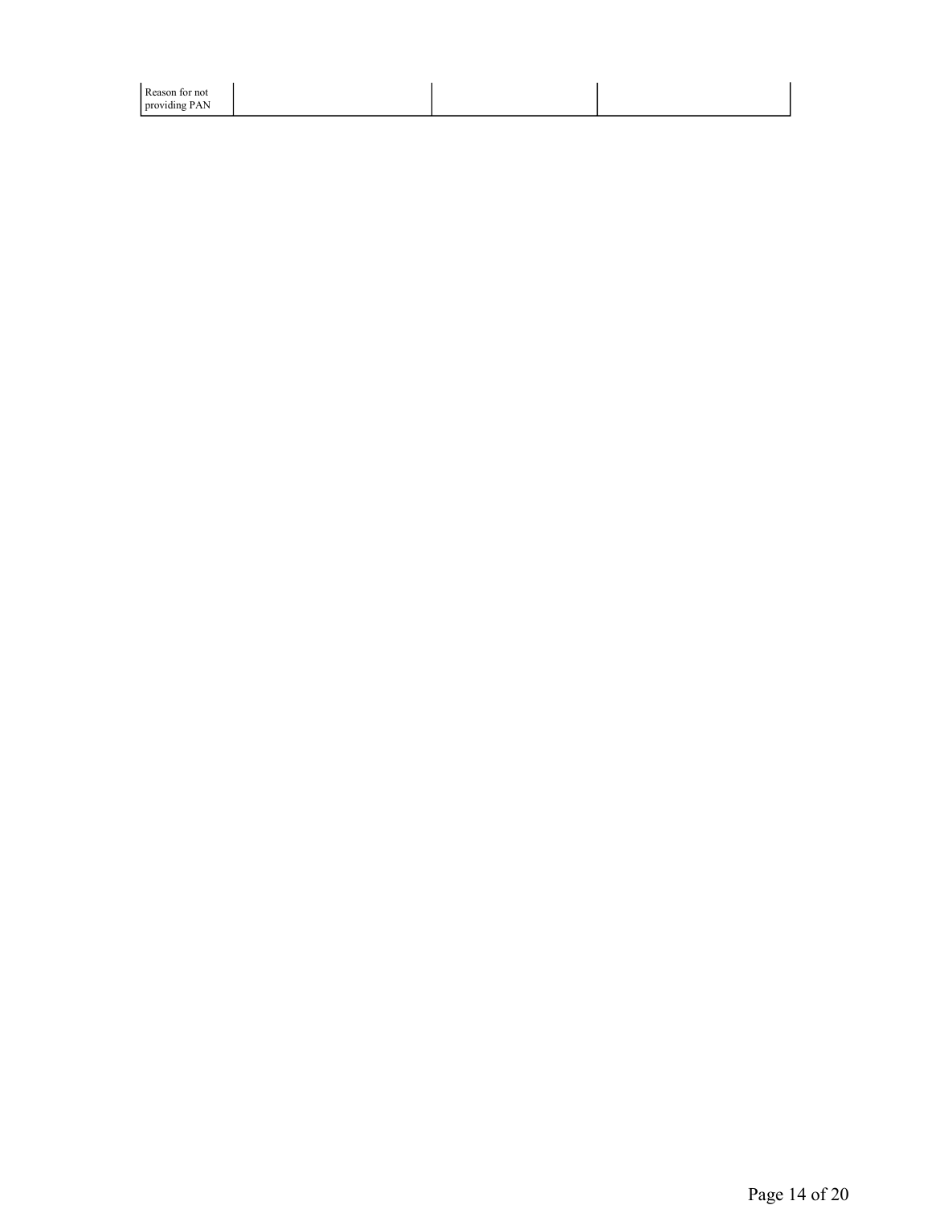| Reason for not providing PAN | | | |
|---|---|---|---|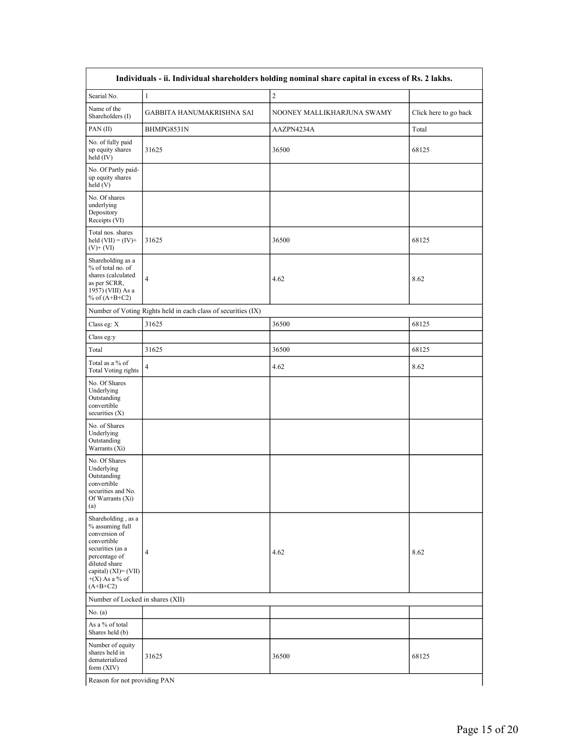| Individuals - ii. Individual shareholders holding nominal share capital in excess of Rs. 2 lakhs. | | | |
|---|---|---|---|
| Searial No. | 1 | 2 | |
| Name of the Shareholders (I) | GABBITA HANUMAKRISHNA SAI | NOONEY MALLIKHARJUNA SWAMY | Click here to go back |
| PAN (II) | BHMPG8531N | AAZPN4234A | Total |
| No. of fully paid up equity shares held (IV) | 31625 | 36500 | 68125 |
| No. Of Partly paid-up equity shares held (V) | | | |
| No. Of shares underlying Depository Receipts (VI) | | | |
| Total nos. shares held (VII) = (IV)+ (V)+ (VI) | 31625 | 36500 | 68125 |
| Shareholding as a % of total no. of shares (calculated as per SCRR, 1957) (VIII) As a % of (A+B+C2) | 4 | 4.62 | 8.62 |
| Number of Voting Rights held in each class of securities (IX) | | | |
| Class eg: X | 31625 | 36500 | 68125 |
| Class eg:y | | | |
| Total | 31625 | 36500 | 68125 |
| Total as a % of Total Voting rights | 4 | 4.62 | 8.62 |
| No. Of Shares Underlying Outstanding convertible securities (X) | | | |
| No. of Shares Underlying Outstanding Warrants (Xi) | | | |
| No. Of Shares Underlying Outstanding convertible securities and No. Of Warrants (Xi) (a) | | | |
| Shareholding , as a % assuming full conversion of convertible securities (as a percentage of diluted share capital) (XI)= (VII) +(X) As a % of (A+B+C2) | 4 | 4.62 | 8.62 |
| Number of Locked in shares (XII) | | | |
| No. (a) | | | |
| As a % of total Shares held (b) | | | |
| Number of equity shares held in dematerialized form (XIV) | 31625 | 36500 | 68125 |
| Reason for not providing PAN | | | |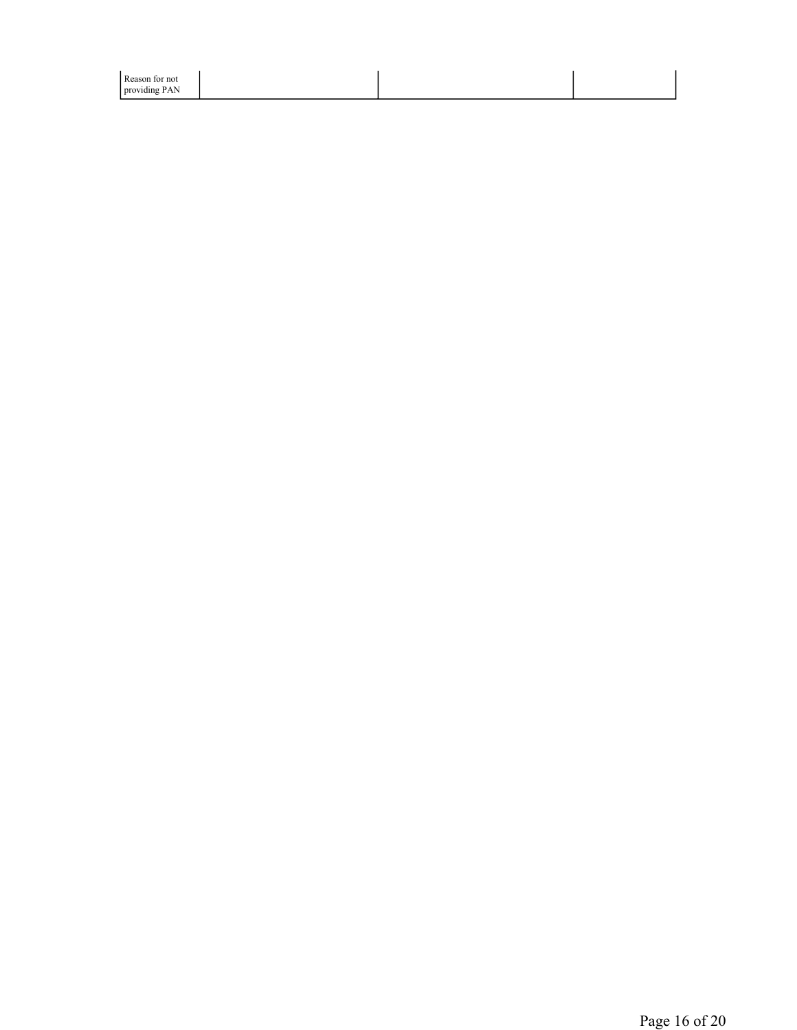| Reason for not providing PAN | | | |
|---|---|---|---|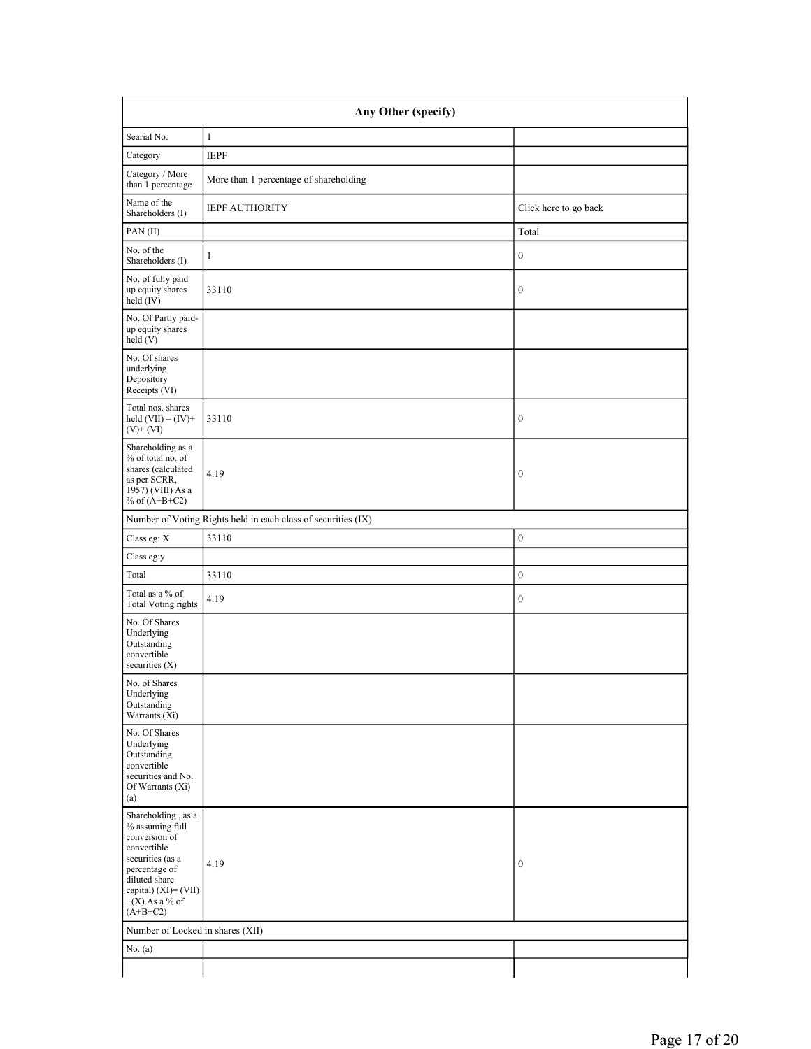| Any Other (specify) | | |
|---|---|---|
| Searial No. | 1 | |
| Category | IEPF | |
| Category / More than 1 percentage | More than 1 percentage of shareholding | |
| Name of the Shareholders (I) | IEPF AUTHORITY | Click here to go back |
| PAN (II) | | Total |
| No. of the Shareholders (I) | 1 | 0 |
| No. of fully paid up equity shares held (IV) | 33110 | 0 |
| No. Of Partly paid-up equity shares held (V) | | |
| No. Of shares underlying Depository Receipts (VI) | | |
| Total nos. shares held (VII) = (IV)+(V)+ (VI) | 33110 | 0 |
| Shareholding as a % of total no. of shares (calculated as per SCRR, 1957) (VIII) As a % of (A+B+C2) | 4.19 | 0 |
| Number of Voting Rights held in each class of securities (IX) | | |
| Class eg: X | 33110 | 0 |
| Class eg:y | | |
| Total | 33110 | 0 |
| Total as a % of Total Voting rights | 4.19 | 0 |
| No. Of Shares Underlying Outstanding convertible securities (X) | | |
| No. of Shares Underlying Outstanding Warrants (Xi) | | |
| No. Of Shares Underlying Outstanding convertible securities and No. Of Warrants (Xi) (a) | | |
| Shareholding , as a % assuming full conversion of convertible securities (as a percentage of diluted share capital) (XI)= (VII)+(X) As a % of (A+B+C2) | 4.19 | 0 |
| Number of Locked in shares (XII) | | |
| No. (a) | | |
| | | |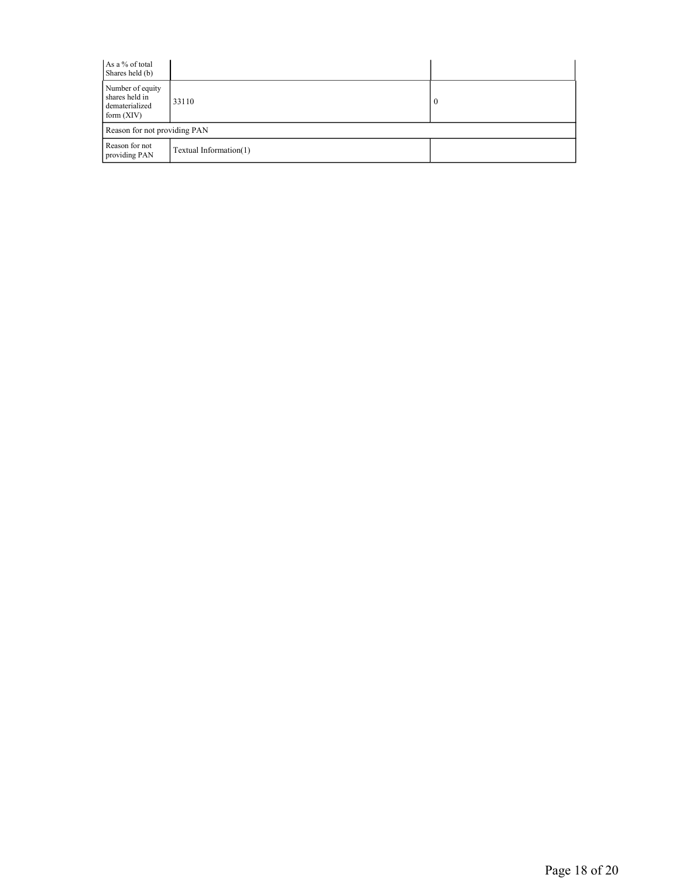| | | |
|---|---|---|
| As a % of total Shares held (b) | | |
| Number of equity shares held in dematerialized form (XIV) | 33110 | 0 |
| Reason for not providing PAN | | |
| Reason for not providing PAN | Textual Information(1) | |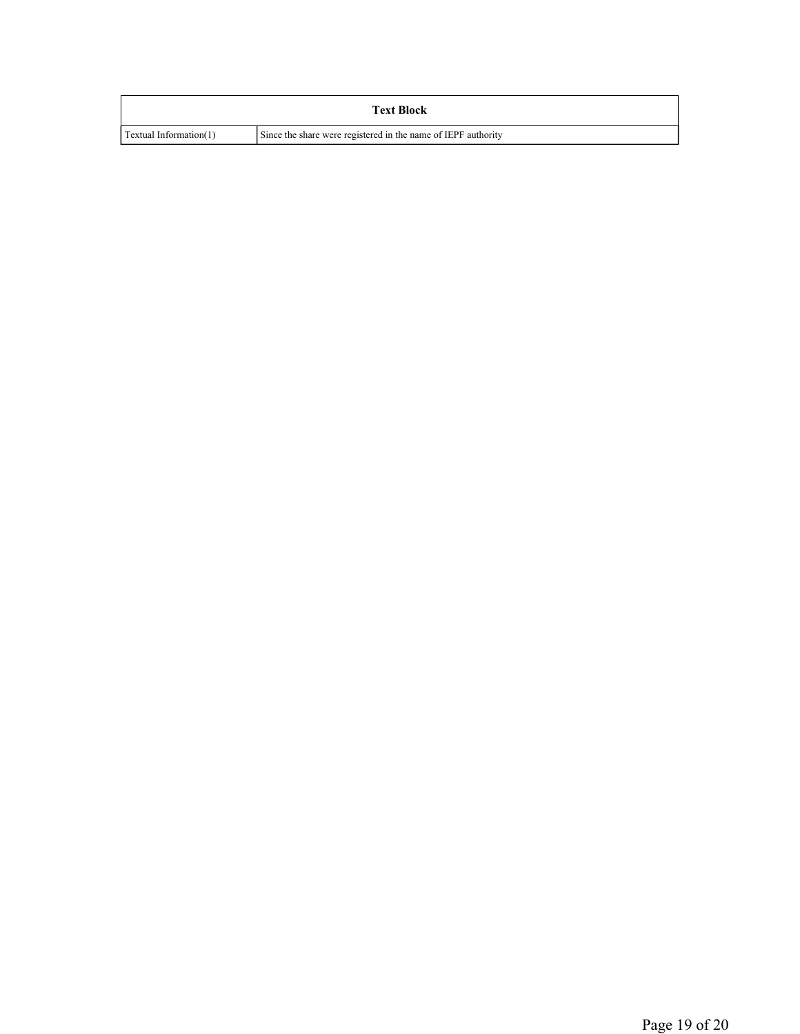| Text Block | |
|---|---|
| Textual Information(1) | Since the share were registered in the name of IEPF authority |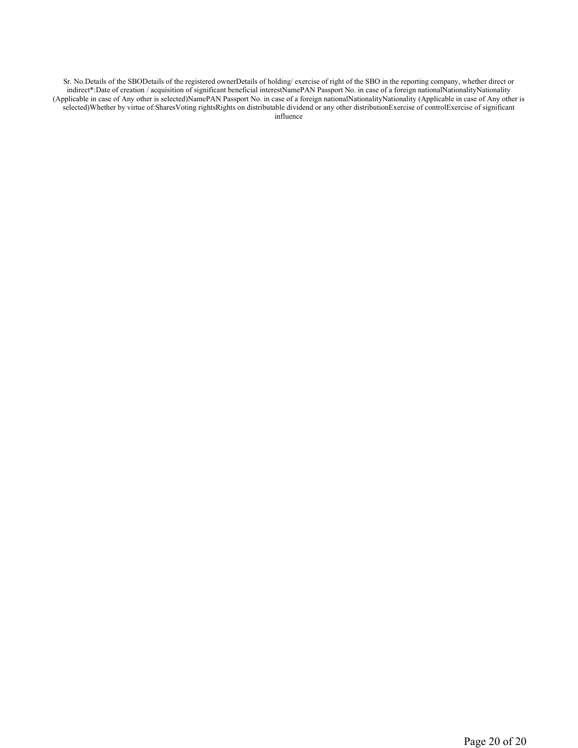Sr. No.Details of the SBODetails of the registered ownerDetails of holding/ exercise of right of the SBO in the reporting company, whether direct or indirect*:Date of creation / acquisition of significant beneficial interestNamePAN Passport No. in case of a foreign nationalNationalityNationality (Applicable in case of Any other is selected)NamePAN Passport No. in case of a foreign nationalNationalityNationality (Applicable in case of Any other is selected)Whether by virtue of:SharesVoting rightsRights on distributable dividend or any other distributionExercise of controlExercise of significant influence